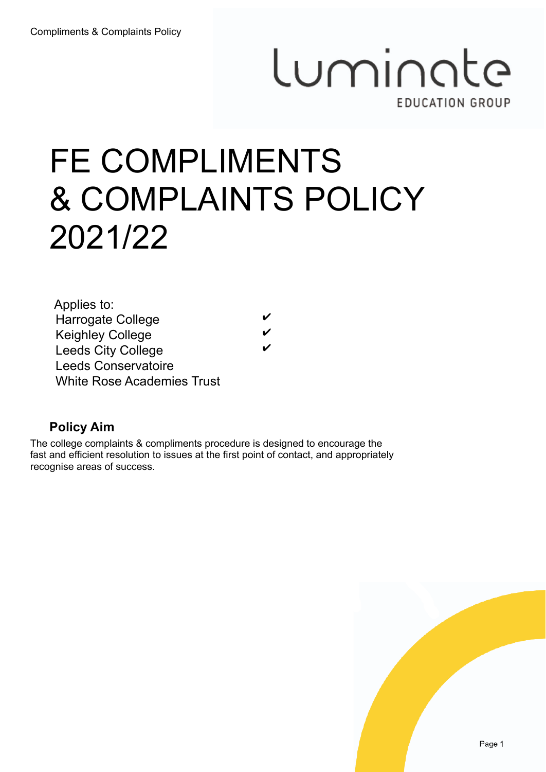# FE COMPLIMENTS & COMPLAINTS POLICY 2021/22

Applies to:

| | |
|---|---|
| Harrogate College | ✔ |
| Keighley College | ✔ |
| Leeds City College | ✔ |
| Leeds Conservatoire | |
| White Rose Academies Trust | |

## Policy Aim

The college complaints & compliments procedure is designed to encourage the fast and efficient resolution to issues at the first point of contact, and appropriately recognise areas of success.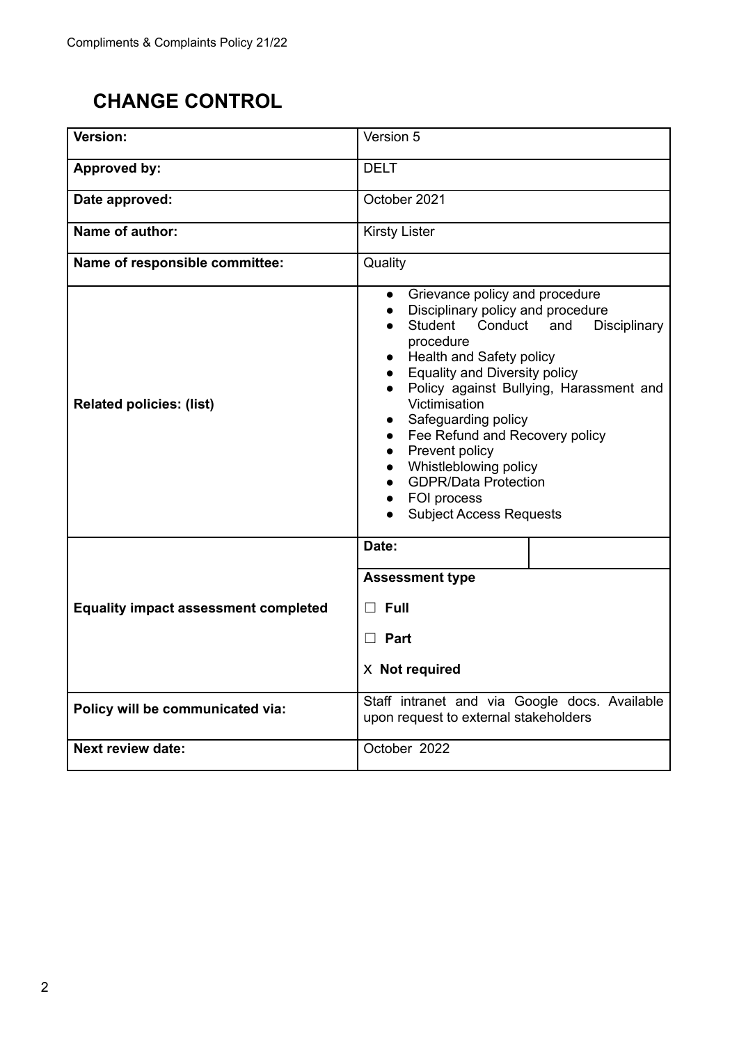## CHANGE CONTROL

| | | |
|---|---|---|
| **Version:** | Version 5 | |
| **Approved by:** | DELT | |
| **Date approved:** | October 2021 | |
| **Name of author:** | Kirsty Lister | |
| **Name of responsible committee:** | Quality | |
| **Related policies: (list)** | • Grievance policy and procedure<br>• Disciplinary policy and procedure<br>• Student Conduct and Disciplinary procedure<br>• Health and Safety policy<br>• Equality and Diversity policy<br>• Policy against Bullying, Harassment and Victimisation<br>• Safeguarding policy<br>• Fee Refund and Recovery policy<br>• Prevent policy<br>• Whistleblowing policy<br>• GDPR/Data Protection<br>• FOI process<br>• Subject Access Requests | |
| **Equality impact assessment completed** | **Date:** | |
| | **Assessment type**<br>☐ **Full**<br>☐ **Part**<br>X **Not required** | |
| **Policy will be communicated via:** | Staff intranet and via Google docs. Available upon request to external stakeholders | |
| **Next review date:** | October 2022 | |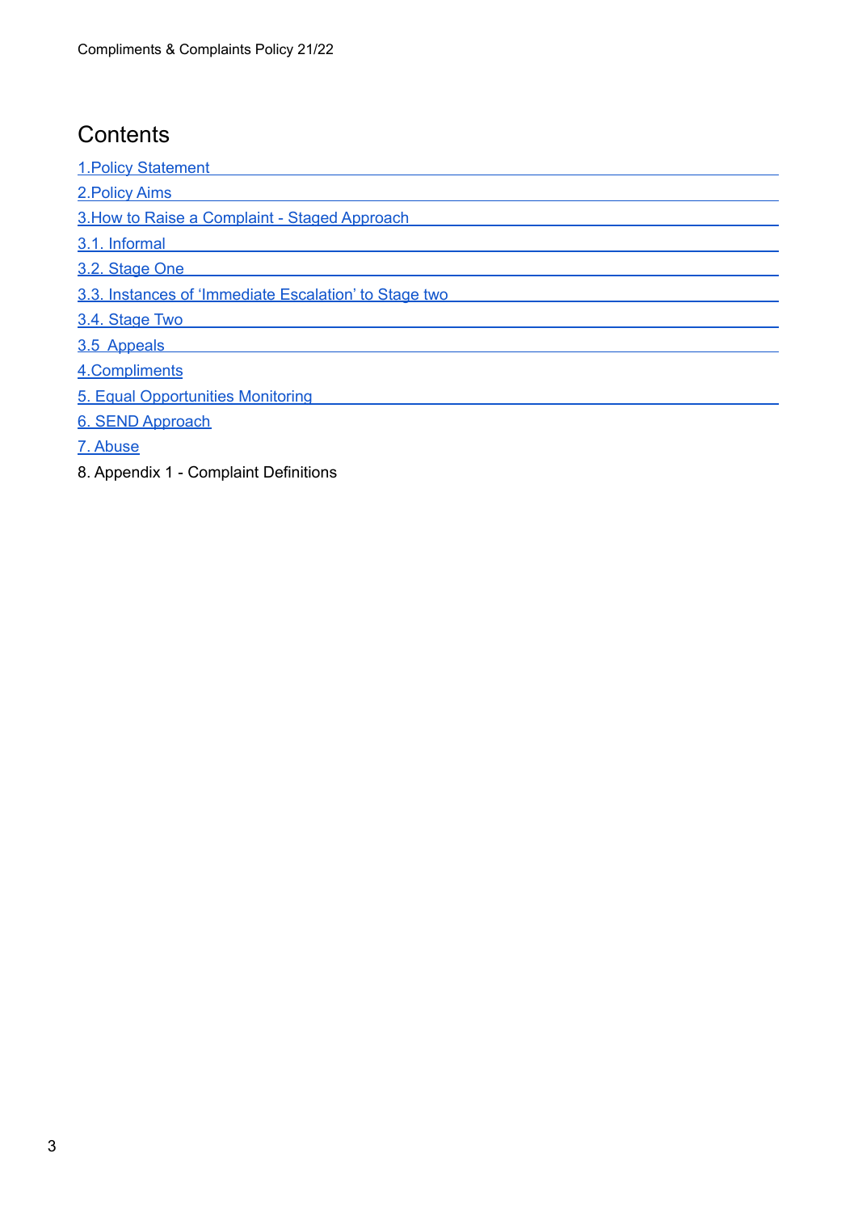# Contents

1.Policy Statement

2.Policy Aims

3.How to Raise a Complaint - Staged Approach

3.1. Informal

3.2. Stage One

3.3. Instances of 'Immediate Escalation' to Stage two

3.4. Stage Two

3.5 Appeals

4.Compliments

5. Equal Opportunities Monitoring

6. SEND Approach

7. Abuse

8. Appendix 1 - Complaint Definitions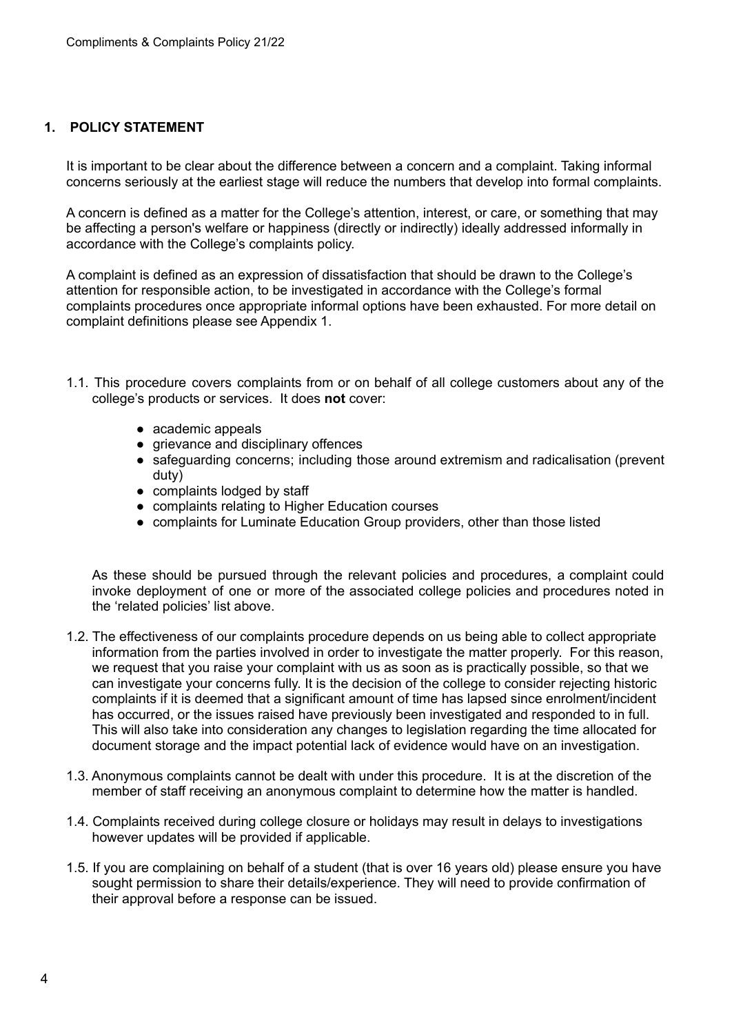## 1. POLICY STATEMENT

It is important to be clear about the difference between a concern and a complaint. Taking informal concerns seriously at the earliest stage will reduce the numbers that develop into formal complaints.

A concern is defined as a matter for the College's attention, interest, or care, or something that may be affecting a person's welfare or happiness (directly or indirectly) ideally addressed informally in accordance with the College's complaints policy.

A complaint is defined as an expression of dissatisfaction that should be drawn to the College's attention for responsible action, to be investigated in accordance with the College's formal complaints procedures once appropriate informal options have been exhausted. For more detail on complaint definitions please see Appendix 1.

1.1. This procedure covers complaints from or on behalf of all college customers about any of the college's products or services. It does **not** cover:

- academic appeals
- grievance and disciplinary offences
- safeguarding concerns; including those around extremism and radicalisation (prevent duty)
- complaints lodged by staff
- complaints relating to Higher Education courses
- complaints for Luminate Education Group providers, other than those listed

As these should be pursued through the relevant policies and procedures, a complaint could invoke deployment of one or more of the associated college policies and procedures noted in the 'related policies' list above.

1.2. The effectiveness of our complaints procedure depends on us being able to collect appropriate information from the parties involved in order to investigate the matter properly. For this reason, we request that you raise your complaint with us as soon as is practically possible, so that we can investigate your concerns fully. It is the decision of the college to consider rejecting historic complaints if it is deemed that a significant amount of time has lapsed since enrolment/incident has occurred, or the issues raised have previously been investigated and responded to in full. This will also take into consideration any changes to legislation regarding the time allocated for document storage and the impact potential lack of evidence would have on an investigation.

1.3. Anonymous complaints cannot be dealt with under this procedure. It is at the discretion of the member of staff receiving an anonymous complaint to determine how the matter is handled.

1.4. Complaints received during college closure or holidays may result in delays to investigations however updates will be provided if applicable.

1.5. If you are complaining on behalf of a student (that is over 16 years old) please ensure you have sought permission to share their details/experience. They will need to provide confirmation of their approval before a response can be issued.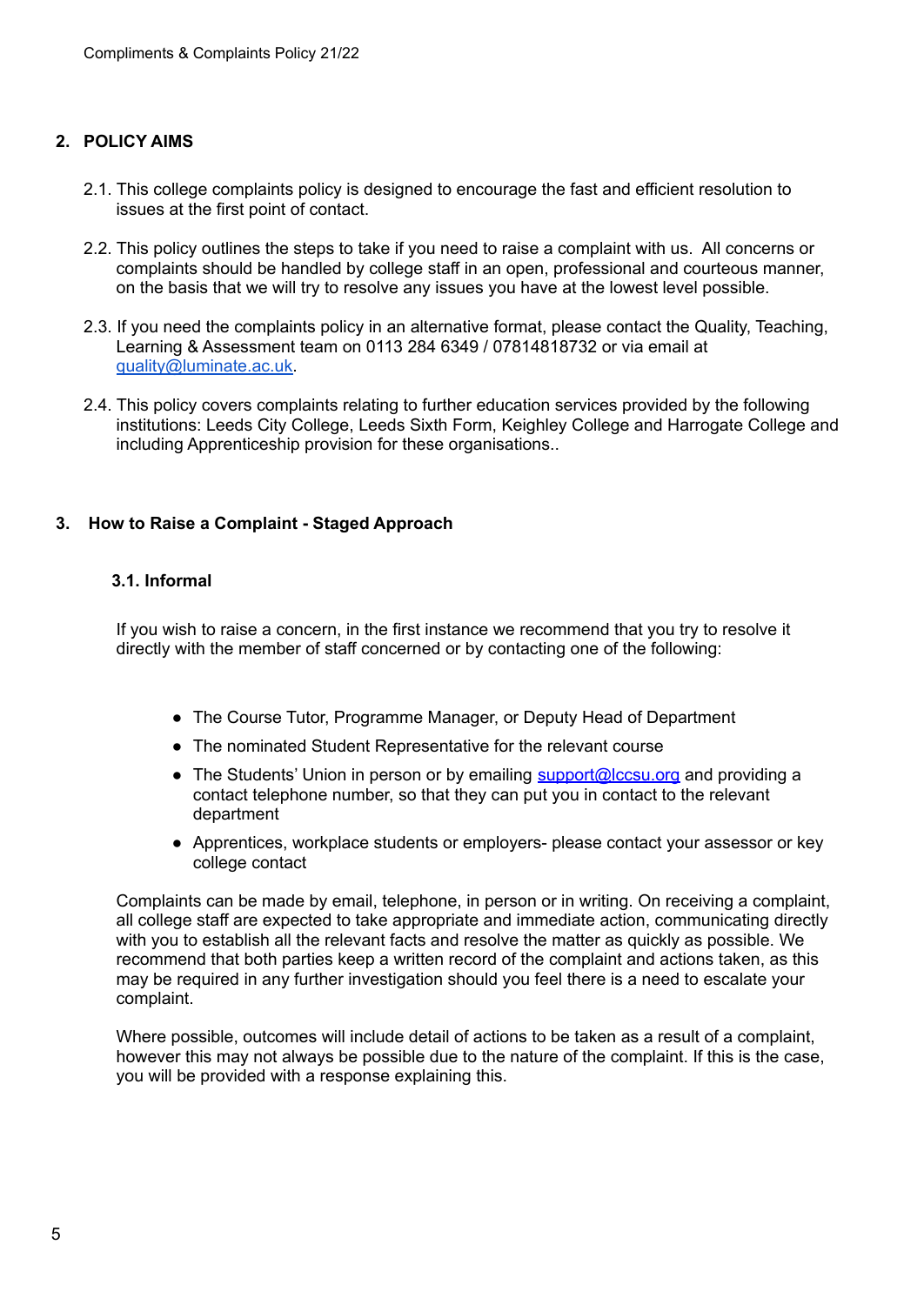## 2. POLICY AIMS

2.1. This college complaints policy is designed to encourage the fast and efficient resolution to issues at the first point of contact.

2.2. This policy outlines the steps to take if you need to raise a complaint with us. All concerns or complaints should be handled by college staff in an open, professional and courteous manner, on the basis that we will try to resolve any issues you have at the lowest level possible.

2.3. If you need the complaints policy in an alternative format, please contact the Quality, Teaching, Learning & Assessment team on 0113 284 6349 / 07814818732 or via email at quality@luminate.ac.uk.

2.4. This policy covers complaints relating to further education services provided by the following institutions: Leeds City College, Leeds Sixth Form, Keighley College and Harrogate College and including Apprenticeship provision for these organisations..

## 3. How to Raise a Complaint - Staged Approach

### 3.1. Informal

If you wish to raise a concern, in the first instance we recommend that you try to resolve it directly with the member of staff concerned or by contacting one of the following:

- The Course Tutor, Programme Manager, or Deputy Head of Department
- The nominated Student Representative for the relevant course
- The Students' Union in person or by emailing support@lccsu.org and providing a contact telephone number, so that they can put you in contact to the relevant department
- Apprentices, workplace students or employers- please contact your assessor or key college contact

Complaints can be made by email, telephone, in person or in writing. On receiving a complaint, all college staff are expected to take appropriate and immediate action, communicating directly with you to establish all the relevant facts and resolve the matter as quickly as possible. We recommend that both parties keep a written record of the complaint and actions taken, as this may be required in any further investigation should you feel there is a need to escalate your complaint.

Where possible, outcomes will include detail of actions to be taken as a result of a complaint, however this may not always be possible due to the nature of the complaint. If this is the case, you will be provided with a response explaining this.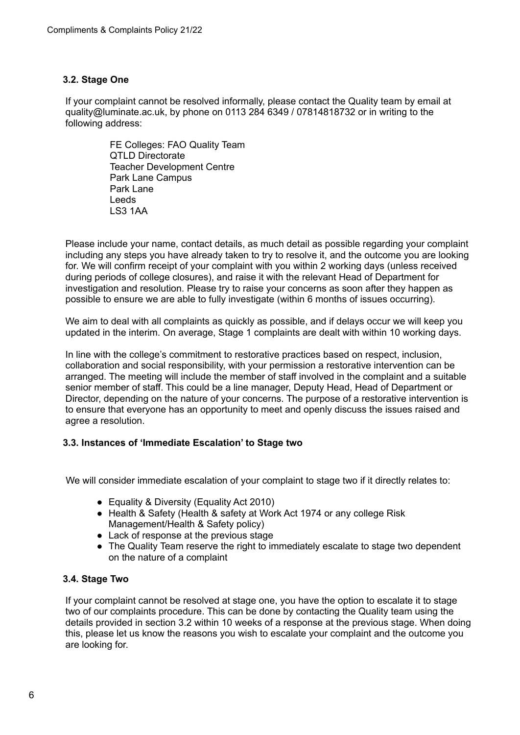### 3.2. Stage One

If your complaint cannot be resolved informally, please contact the Quality team by email at quality@luminate.ac.uk, by phone on 0113 284 6349 / 07814818732 or in writing to the following address:

FE Colleges: FAO Quality Team  
QTLD Directorate  
Teacher Development Centre  
Park Lane Campus  
Park Lane  
Leeds  
LS3 1AA

Please include your name, contact details, as much detail as possible regarding your complaint including any steps you have already taken to try to resolve it, and the outcome you are looking for. We will confirm receipt of your complaint with you within 2 working days (unless received during periods of college closures), and raise it with the relevant Head of Department for investigation and resolution. Please try to raise your concerns as soon after they happen as possible to ensure we are able to fully investigate (within 6 months of issues occurring).

We aim to deal with all complaints as quickly as possible, and if delays occur we will keep you updated in the interim. On average, Stage 1 complaints are dealt with within 10 working days.

In line with the college's commitment to restorative practices based on respect, inclusion, collaboration and social responsibility, with your permission a restorative intervention can be arranged. The meeting will include the member of staff involved in the complaint and a suitable senior member of staff. This could be a line manager, Deputy Head, Head of Department or Director, depending on the nature of your concerns. The purpose of a restorative intervention is to ensure that everyone has an opportunity to meet and openly discuss the issues raised and agree a resolution.

### 3.3. Instances of 'Immediate Escalation' to Stage two

We will consider immediate escalation of your complaint to stage two if it directly relates to:

- Equality & Diversity (Equality Act 2010)
- Health & Safety (Health & safety at Work Act 1974 or any college Risk Management/Health & Safety policy)
- Lack of response at the previous stage
- The Quality Team reserve the right to immediately escalate to stage two dependent on the nature of a complaint

### 3.4. Stage Two

If your complaint cannot be resolved at stage one, you have the option to escalate it to stage two of our complaints procedure. This can be done by contacting the Quality team using the details provided in section 3.2 within 10 weeks of a response at the previous stage. When doing this, please let us know the reasons you wish to escalate your complaint and the outcome you are looking for.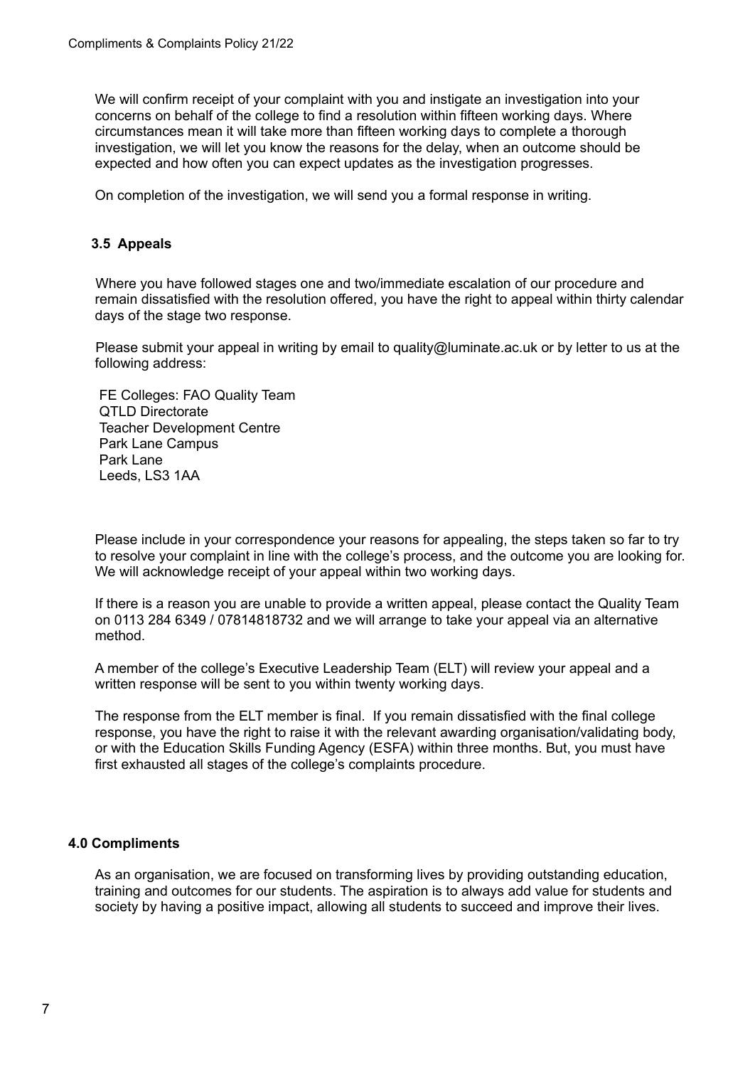We will confirm receipt of your complaint with you and instigate an investigation into your concerns on behalf of the college to find a resolution within fifteen working days. Where circumstances mean it will take more than fifteen working days to complete a thorough investigation, we will let you know the reasons for the delay, when an outcome should be expected and how often you can expect updates as the investigation progresses.

On completion of the investigation, we will send you a formal response in writing.

### 3.5 Appeals

Where you have followed stages one and two/immediate escalation of our procedure and remain dissatisfied with the resolution offered, you have the right to appeal within thirty calendar days of the stage two response.

Please submit your appeal in writing by email to quality@luminate.ac.uk or by letter to us at the following address:

FE Colleges: FAO Quality Team  
QTLD Directorate  
Teacher Development Centre  
Park Lane Campus  
Park Lane  
Leeds, LS3 1AA

Please include in your correspondence your reasons for appealing, the steps taken so far to try to resolve your complaint in line with the college's process, and the outcome you are looking for. We will acknowledge receipt of your appeal within two working days.

If there is a reason you are unable to provide a written appeal, please contact the Quality Team on 0113 284 6349 / 07814818732 and we will arrange to take your appeal via an alternative method.

A member of the college's Executive Leadership Team (ELT) will review your appeal and a written response will be sent to you within twenty working days.

The response from the ELT member is final. If you remain dissatisfied with the final college response, you have the right to raise it with the relevant awarding organisation/validating body, or with the Education Skills Funding Agency (ESFA) within three months. But, you must have first exhausted all stages of the college's complaints procedure.

## 4.0 Compliments

As an organisation, we are focused on transforming lives by providing outstanding education, training and outcomes for our students. The aspiration is to always add value for students and society by having a positive impact, allowing all students to succeed and improve their lives.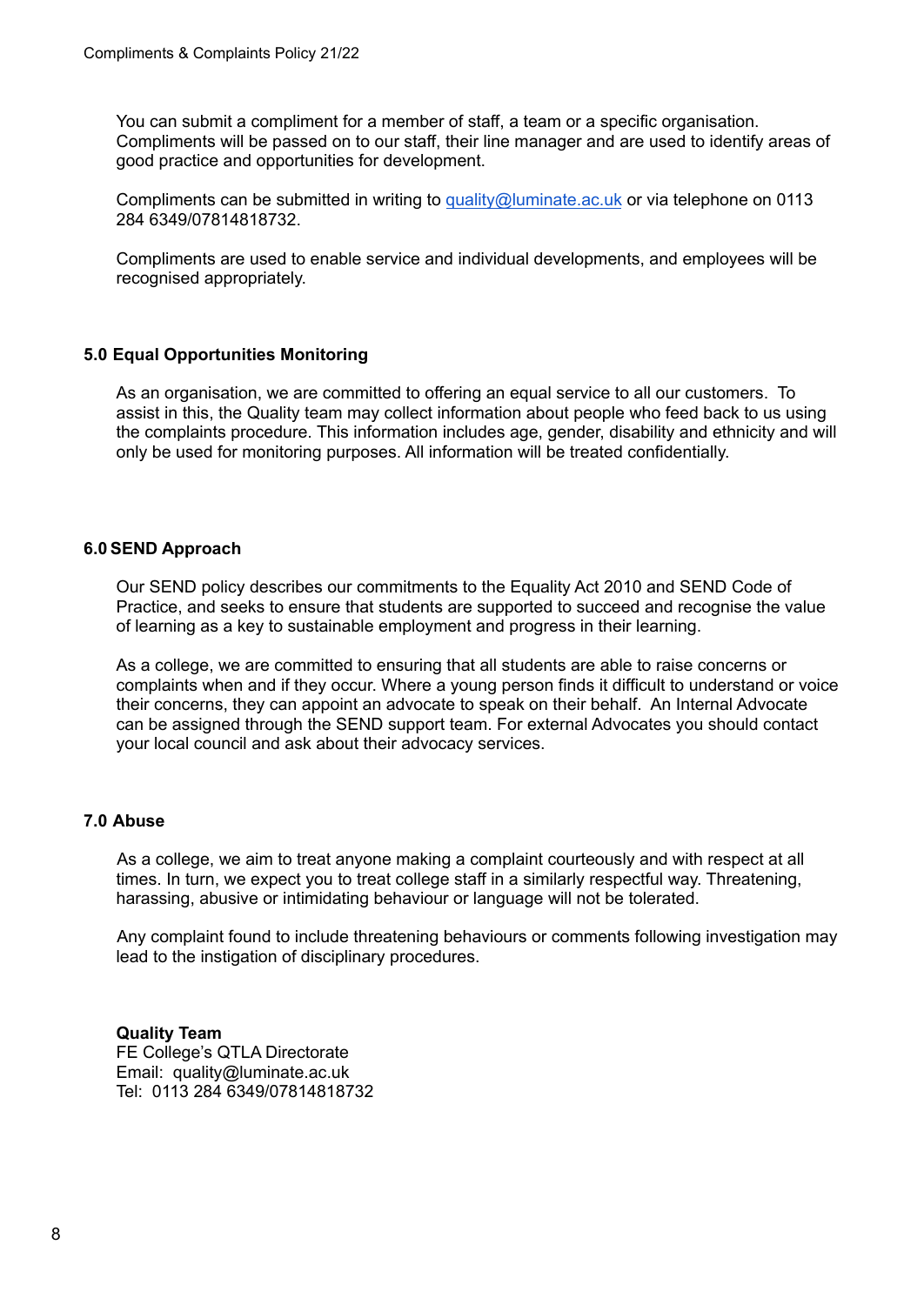You can submit a compliment for a member of staff, a team or a specific organisation. Compliments will be passed on to our staff, their line manager and are used to identify areas of good practice and opportunities for development.

Compliments can be submitted in writing to quality@luminate.ac.uk or via telephone on 0113 284 6349/07814818732.

Compliments are used to enable service and individual developments, and employees will be recognised appropriately.

## 5.0 Equal Opportunities Monitoring

As an organisation, we are committed to offering an equal service to all our customers. To assist in this, the Quality team may collect information about people who feed back to us using the complaints procedure. This information includes age, gender, disability and ethnicity and will only be used for monitoring purposes. All information will be treated confidentially.

## 6.0 SEND Approach

Our SEND policy describes our commitments to the Equality Act 2010 and SEND Code of Practice, and seeks to ensure that students are supported to succeed and recognise the value of learning as a key to sustainable employment and progress in their learning.

As a college, we are committed to ensuring that all students are able to raise concerns or complaints when and if they occur. Where a young person finds it difficult to understand or voice their concerns, they can appoint an advocate to speak on their behalf. An Internal Advocate can be assigned through the SEND support team. For external Advocates you should contact your local council and ask about their advocacy services.

## 7.0 Abuse

As a college, we aim to treat anyone making a complaint courteously and with respect at all times. In turn, we expect you to treat college staff in a similarly respectful way. Threatening, harassing, abusive or intimidating behaviour or language will not be tolerated.

Any complaint found to include threatening behaviours or comments following investigation may lead to the instigation of disciplinary procedures.

**Quality Team**
FE College's QTLA Directorate
Email: quality@luminate.ac.uk
Tel: 0113 284 6349/07814818732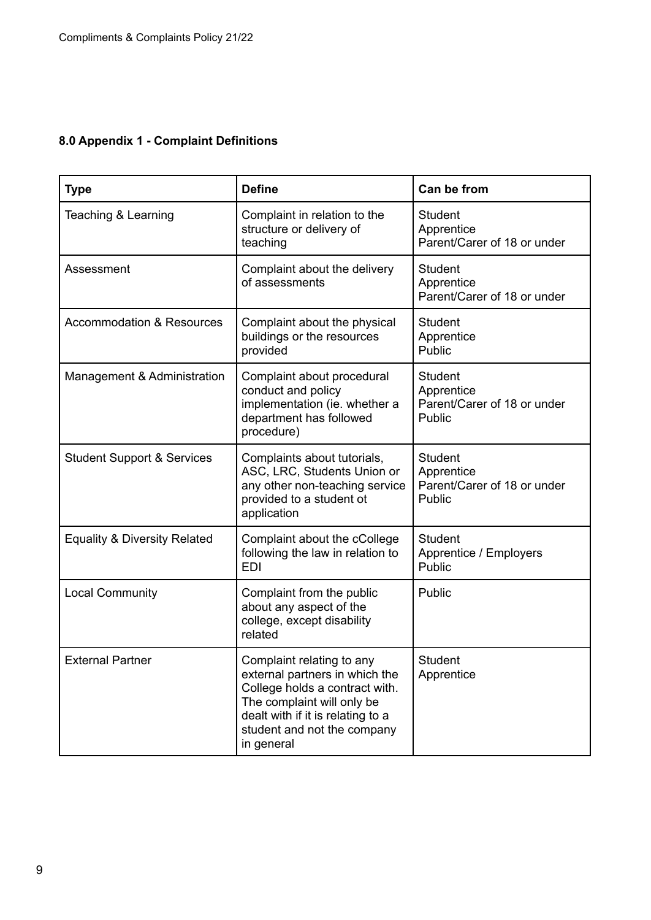**8.0 Appendix 1 - Complaint Definitions**

| Type | Define | Can be from |
|---|---|---|
| Teaching & Learning | Complaint in relation to the structure or delivery of teaching | Student<br>Apprentice<br>Parent/Carer of 18 or under |
| Assessment | Complaint about the delivery of assessments | Student<br>Apprentice<br>Parent/Carer of 18 or under |
| Accommodation & Resources | Complaint about the physical buildings or the resources provided | Student<br>Apprentice<br>Public |
| Management & Administration | Complaint about procedural conduct and policy implementation (ie. whether a department has followed procedure) | Student<br>Apprentice<br>Parent/Carer of 18 or under<br>Public |
| Student Support & Services | Complaints about tutorials, ASC, LRC, Students Union or any other non-teaching service provided to a student ot application | Student<br>Apprentice<br>Parent/Carer of 18 or under<br>Public |
| Equality & Diversity Related | Complaint about the cCollege following the law in relation to EDI | Student<br>Apprentice / Employers<br>Public |
| Local Community | Complaint from the public about any aspect of the college, except disability related | Public |
| External Partner | Complaint relating to any external partners in which the College holds a contract with. The complaint will only be dealt with if it is relating to a student and not the company in general | Student<br>Apprentice |